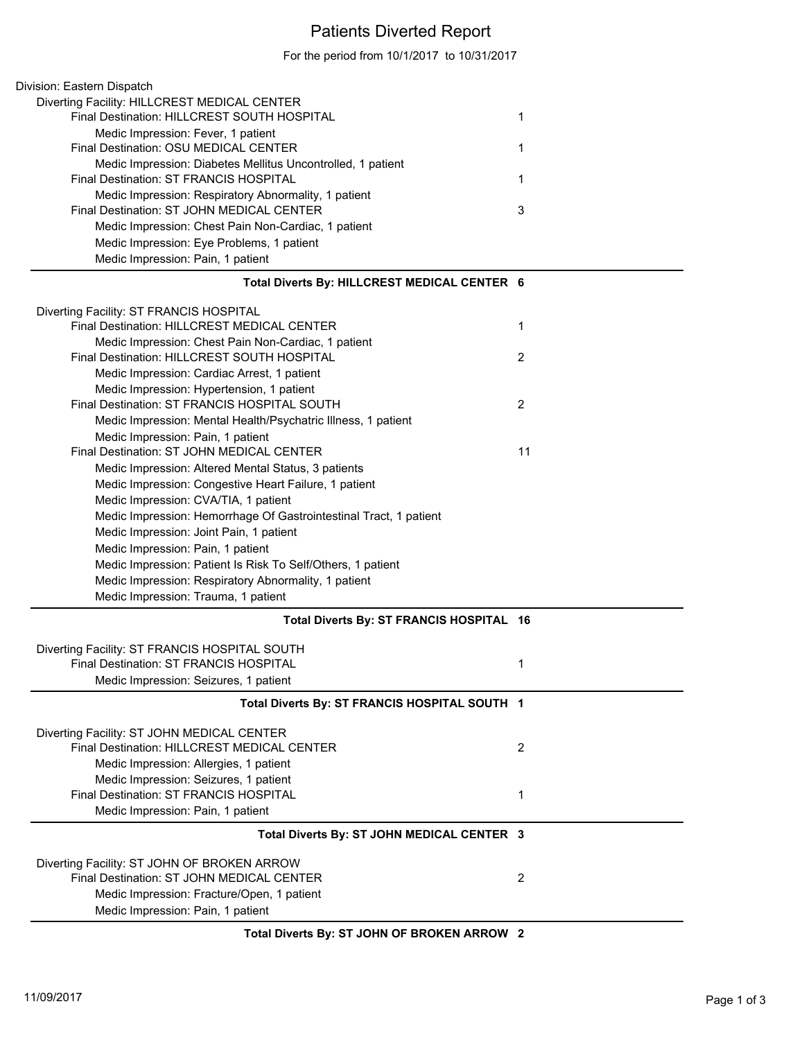# Patients Diverted Report

For the period from 10/1/2017 to 10/31/2017

Division: Eastern Dispatch

Diverting Facility: HILLCREST MEDICAL CENTER

- Final Destination: HILLCREST SOUTH HOSPITAL — 1
  - Medic Impression: Fever, 1 patient
- Final Destination: OSU MEDICAL CENTER — 1
  - Medic Impression: Diabetes Mellitus Uncontrolled, 1 patient
- Final Destination: ST FRANCIS HOSPITAL — 1
  - Medic Impression: Respiratory Abnormality, 1 patient
- Final Destination: ST JOHN MEDICAL CENTER — 3
  - Medic Impression: Chest Pain Non-Cardiac, 1 patient
  - Medic Impression: Eye Problems, 1 patient
  - Medic Impression: Pain, 1 patient

**Total Diverts By: HILLCREST MEDICAL CENTER 6**

Diverting Facility: ST FRANCIS HOSPITAL

- Final Destination: HILLCREST MEDICAL CENTER — 1
  - Medic Impression: Chest Pain Non-Cardiac, 1 patient
- Final Destination: HILLCREST SOUTH HOSPITAL — 2
  - Medic Impression: Cardiac Arrest, 1 patient
  - Medic Impression: Hypertension, 1 patient
- Final Destination: ST FRANCIS HOSPITAL SOUTH — 2
  - Medic Impression: Mental Health/Psychatric Illness, 1 patient
  - Medic Impression: Pain, 1 patient
- Final Destination: ST JOHN MEDICAL CENTER — 11
  - Medic Impression: Altered Mental Status, 3 patients
  - Medic Impression: Congestive Heart Failure, 1 patient
  - Medic Impression: CVA/TIA, 1 patient
  - Medic Impression: Hemorrhage Of Gastrointestinal Tract, 1 patient
  - Medic Impression: Joint Pain, 1 patient
  - Medic Impression: Pain, 1 patient
  - Medic Impression: Patient Is Risk To Self/Others, 1 patient
  - Medic Impression: Respiratory Abnormality, 1 patient
  - Medic Impression: Trauma, 1 patient

**Total Diverts By: ST FRANCIS HOSPITAL 16**

Diverting Facility: ST FRANCIS HOSPITAL SOUTH

- Final Destination: ST FRANCIS HOSPITAL — 1
  - Medic Impression: Seizures, 1 patient

**Total Diverts By: ST FRANCIS HOSPITAL SOUTH 1**

Diverting Facility: ST JOHN MEDICAL CENTER

- Final Destination: HILLCREST MEDICAL CENTER — 2
  - Medic Impression: Allergies, 1 patient
  - Medic Impression: Seizures, 1 patient
- Final Destination: ST FRANCIS HOSPITAL — 1
  - Medic Impression: Pain, 1 patient

**Total Diverts By: ST JOHN MEDICAL CENTER 3**

Diverting Facility: ST JOHN OF BROKEN ARROW

- Final Destination: ST JOHN MEDICAL CENTER — 2
  - Medic Impression: Fracture/Open, 1 patient
  - Medic Impression: Pain, 1 patient

**Total Diverts By: ST JOHN OF BROKEN ARROW 2**

11/09/2017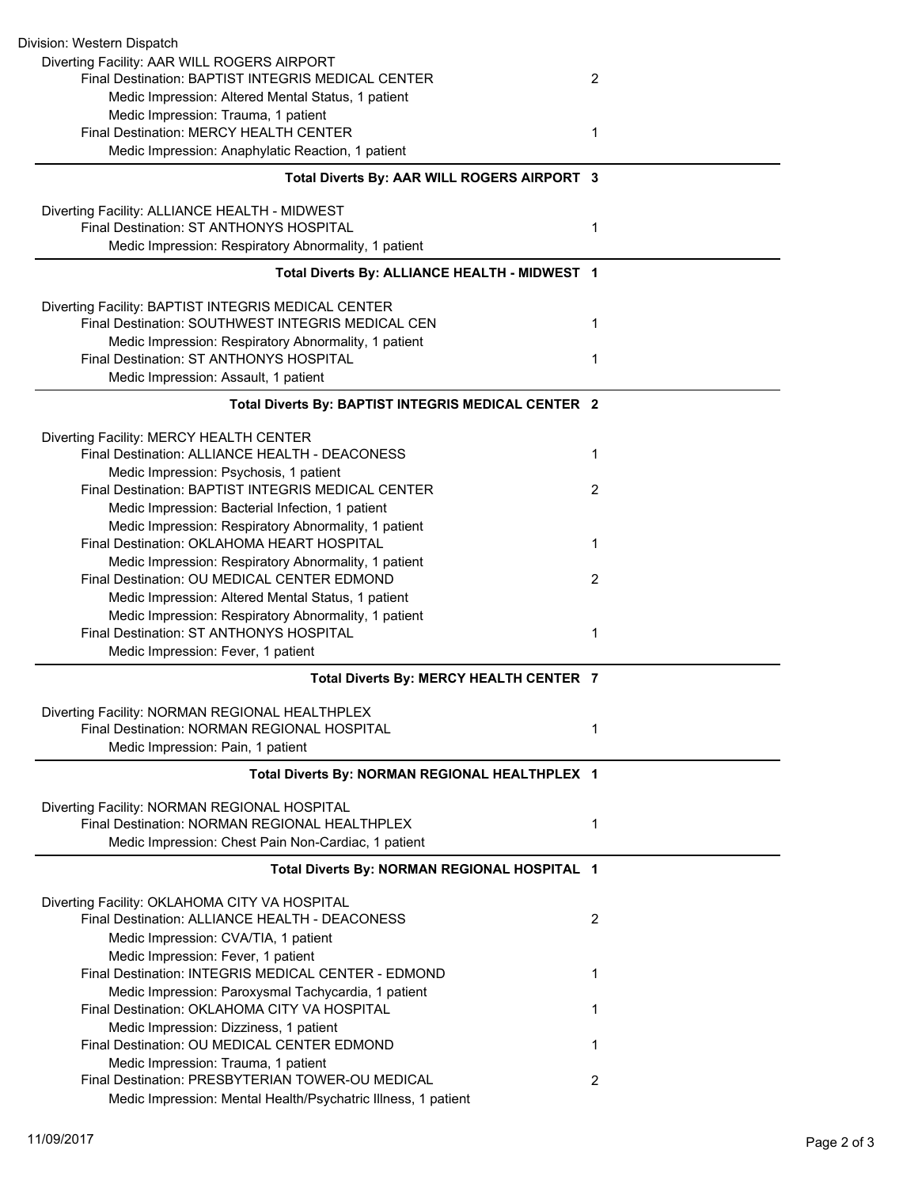Division: Western Dispatch

Diverting Facility: AAR WILL ROGERS AIRPORT

| | |
|---|---|
| Final Destination: BAPTIST INTEGRIS MEDICAL CENTER | 2 |
| Medic Impression: Altered Mental Status, 1 patient | |
| Medic Impression: Trauma, 1 patient | |
| Final Destination: MERCY HEALTH CENTER | 1 |
| Medic Impression: Anaphylatic Reaction, 1 patient | |
| **Total Diverts By: AAR WILL ROGERS AIRPORT** | **3** |

Diverting Facility: ALLIANCE HEALTH - MIDWEST

| | |
|---|---|
| Final Destination: ST ANTHONYS HOSPITAL | 1 |
| Medic Impression: Respiratory Abnormality, 1 patient | |
| **Total Diverts By: ALLIANCE HEALTH - MIDWEST** | **1** |

Diverting Facility: BAPTIST INTEGRIS MEDICAL CENTER

| | |
|---|---|
| Final Destination: SOUTHWEST INTEGRIS MEDICAL CEN | 1 |
| Medic Impression: Respiratory Abnormality, 1 patient | |
| Final Destination: ST ANTHONYS HOSPITAL | 1 |
| Medic Impression: Assault, 1 patient | |
| **Total Diverts By: BAPTIST INTEGRIS MEDICAL CENTER** | **2** |

Diverting Facility: MERCY HEALTH CENTER

| | |
|---|---|
| Final Destination: ALLIANCE HEALTH - DEACONESS | 1 |
| Medic Impression: Psychosis, 1 patient | |
| Final Destination: BAPTIST INTEGRIS MEDICAL CENTER | 2 |
| Medic Impression: Bacterial Infection, 1 patient | |
| Medic Impression: Respiratory Abnormality, 1 patient | |
| Final Destination: OKLAHOMA HEART HOSPITAL | 1 |
| Medic Impression: Respiratory Abnormality, 1 patient | |
| Final Destination: OU MEDICAL CENTER EDMOND | 2 |
| Medic Impression: Altered Mental Status, 1 patient | |
| Medic Impression: Respiratory Abnormality, 1 patient | |
| Final Destination: ST ANTHONYS HOSPITAL | 1 |
| Medic Impression: Fever, 1 patient | |
| **Total Diverts By: MERCY HEALTH CENTER** | **7** |

Diverting Facility: NORMAN REGIONAL HEALTHPLEX

| | |
|---|---|
| Final Destination: NORMAN REGIONAL HOSPITAL | 1 |
| Medic Impression: Pain, 1 patient | |
| **Total Diverts By: NORMAN REGIONAL HEALTHPLEX** | **1** |

Diverting Facility: NORMAN REGIONAL HOSPITAL

| | |
|---|---|
| Final Destination: NORMAN REGIONAL HEALTHPLEX | 1 |
| Medic Impression: Chest Pain Non-Cardiac, 1 patient | |
| **Total Diverts By: NORMAN REGIONAL HOSPITAL** | **1** |

Diverting Facility: OKLAHOMA CITY VA HOSPITAL

| | |
|---|---|
| Final Destination: ALLIANCE HEALTH - DEACONESS | 2 |
| Medic Impression: CVA/TIA, 1 patient | |
| Medic Impression: Fever, 1 patient | |
| Final Destination: INTEGRIS MEDICAL CENTER - EDMOND | 1 |
| Medic Impression: Paroxysmal Tachycardia, 1 patient | |
| Final Destination: OKLAHOMA CITY VA HOSPITAL | 1 |
| Medic Impression: Dizziness, 1 patient | |
| Final Destination: OU MEDICAL CENTER EDMOND | 1 |
| Medic Impression: Trauma, 1 patient | |
| Final Destination: PRESBYTERIAN TOWER-OU MEDICAL | 2 |
| Medic Impression: Mental Health/Psychatric Illness, 1 patient | |

11/09/2017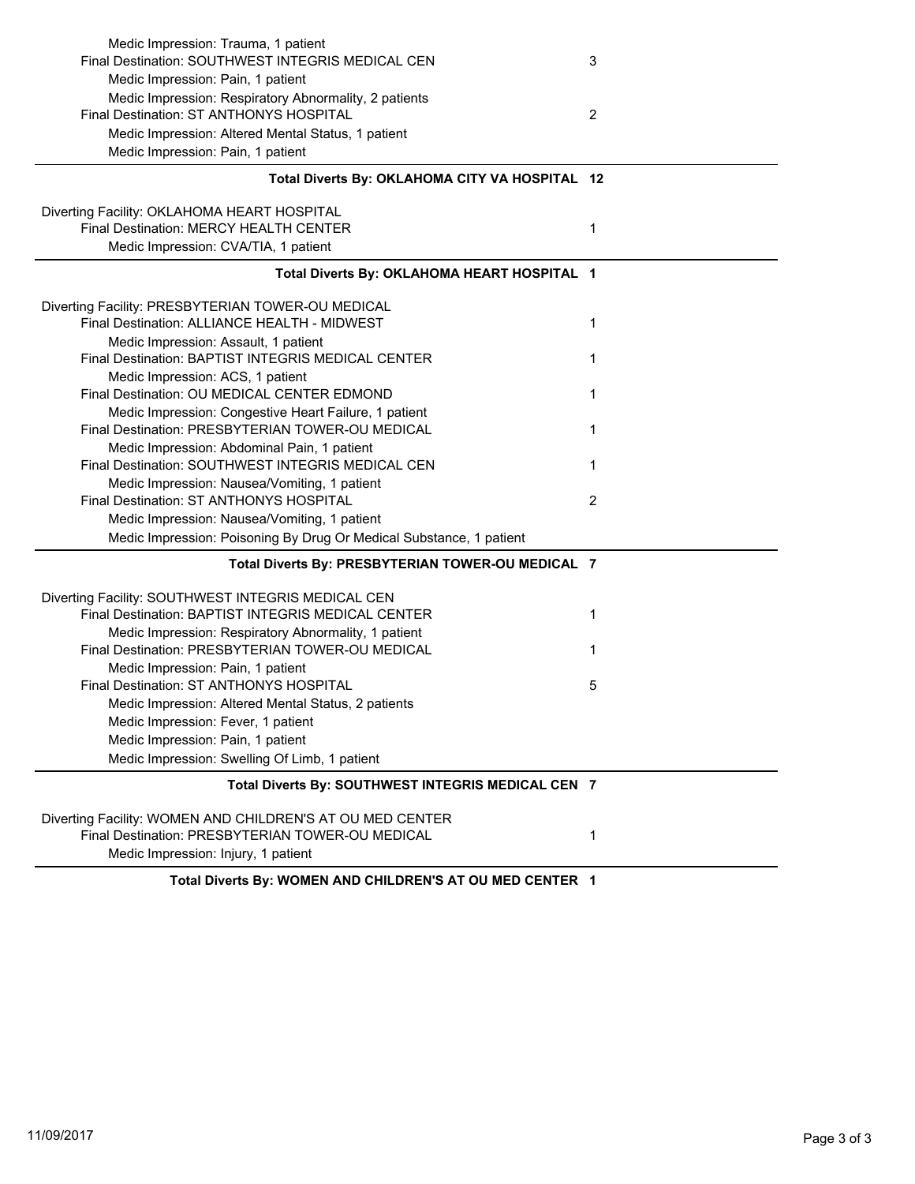Medic Impression: Trauma, 1 patient

Final Destination: SOUTHWEST INTEGRIS MEDICAL CEN 3

Medic Impression: Pain, 1 patient

Medic Impression: Respiratory Abnormality, 2 patients

Final Destination: ST ANTHONYS HOSPITAL 2

Medic Impression: Altered Mental Status, 1 patient

Medic Impression: Pain, 1 patient

**Total Diverts By: OKLAHOMA CITY VA HOSPITAL 12**

Diverting Facility: OKLAHOMA HEART HOSPITAL

Final Destination: MERCY HEALTH CENTER 1

Medic Impression: CVA/TIA, 1 patient

**Total Diverts By: OKLAHOMA HEART HOSPITAL 1**

Diverting Facility: PRESBYTERIAN TOWER-OU MEDICAL

Final Destination: ALLIANCE HEALTH - MIDWEST 1

Medic Impression: Assault, 1 patient

Final Destination: BAPTIST INTEGRIS MEDICAL CENTER 1

Medic Impression: ACS, 1 patient

Final Destination: OU MEDICAL CENTER EDMOND 1

Medic Impression: Congestive Heart Failure, 1 patient

Final Destination: PRESBYTERIAN TOWER-OU MEDICAL 1

Medic Impression: Abdominal Pain, 1 patient

Final Destination: SOUTHWEST INTEGRIS MEDICAL CEN 1

Medic Impression: Nausea/Vomiting, 1 patient

Final Destination: ST ANTHONYS HOSPITAL 2

Medic Impression: Nausea/Vomiting, 1 patient

Medic Impression: Poisoning By Drug Or Medical Substance, 1 patient

**Total Diverts By: PRESBYTERIAN TOWER-OU MEDICAL 7**

Diverting Facility: SOUTHWEST INTEGRIS MEDICAL CEN

Final Destination: BAPTIST INTEGRIS MEDICAL CENTER 1

Medic Impression: Respiratory Abnormality, 1 patient

Final Destination: PRESBYTERIAN TOWER-OU MEDICAL 1

Medic Impression: Pain, 1 patient

Final Destination: ST ANTHONYS HOSPITAL 5

Medic Impression: Altered Mental Status, 2 patients

Medic Impression: Fever, 1 patient

Medic Impression: Pain, 1 patient

Medic Impression: Swelling Of Limb, 1 patient

**Total Diverts By: SOUTHWEST INTEGRIS MEDICAL CEN 7**

Diverting Facility: WOMEN AND CHILDREN'S AT OU MED CENTER

Final Destination: PRESBYTERIAN TOWER-OU MEDICAL 1

Medic Impression: Injury, 1 patient

**Total Diverts By: WOMEN AND CHILDREN'S AT OU MED CENTER 1**

11/09/2017